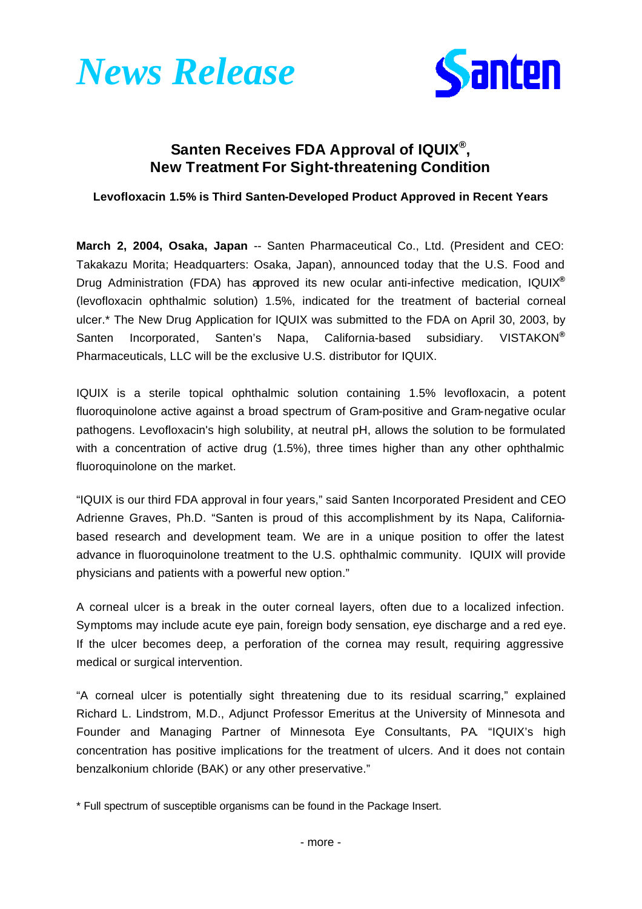*News Release*

Santen

## Santen Receives FDA Approval of IQUIX®, New Treatment For Sight-threatening Condition

**Levofloxacin 1.5% is Third Santen-Developed Product Approved in Recent Years**

**March 2, 2004, Osaka, Japan** -- Santen Pharmaceutical Co., Ltd. (President and CEO: Takakazu Morita; Headquarters: Osaka, Japan), announced today that the U.S. Food and Drug Administration (FDA) has approved its new ocular anti-infective medication, IQUIX® (levofloxacin ophthalmic solution) 1.5%, indicated for the treatment of bacterial corneal ulcer.* The New Drug Application for IQUIX was submitted to the FDA on April 30, 2003, by Santen Incorporated, Santen's Napa, California-based subsidiary. VISTAKON® Pharmaceuticals, LLC will be the exclusive U.S. distributor for IQUIX.

IQUIX is a sterile topical ophthalmic solution containing 1.5% levofloxacin, a potent fluoroquinolone active against a broad spectrum of Gram-positive and Gram-negative ocular pathogens. Levofloxacin's high solubility, at neutral pH, allows the solution to be formulated with a concentration of active drug (1.5%), three times higher than any other ophthalmic fluoroquinolone on the market.

"IQUIX is our third FDA approval in four years," said Santen Incorporated President and CEO Adrienne Graves, Ph.D. "Santen is proud of this accomplishment by its Napa, California-based research and development team. We are in a unique position to offer the latest advance in fluoroquinolone treatment to the U.S. ophthalmic community. IQUIX will provide physicians and patients with a powerful new option."

A corneal ulcer is a break in the outer corneal layers, often due to a localized infection. Symptoms may include acute eye pain, foreign body sensation, eye discharge and a red eye. If the ulcer becomes deep, a perforation of the cornea may result, requiring aggressive medical or surgical intervention.

"A corneal ulcer is potentially sight threatening due to its residual scarring," explained Richard L. Lindstrom, M.D., Adjunct Professor Emeritus at the University of Minnesota and Founder and Managing Partner of Minnesota Eye Consultants, PA. "IQUIX's high concentration has positive implications for the treatment of ulcers. And it does not contain benzalkonium chloride (BAK) or any other preservative."

* Full spectrum of susceptible organisms can be found in the Package Insert.

- more -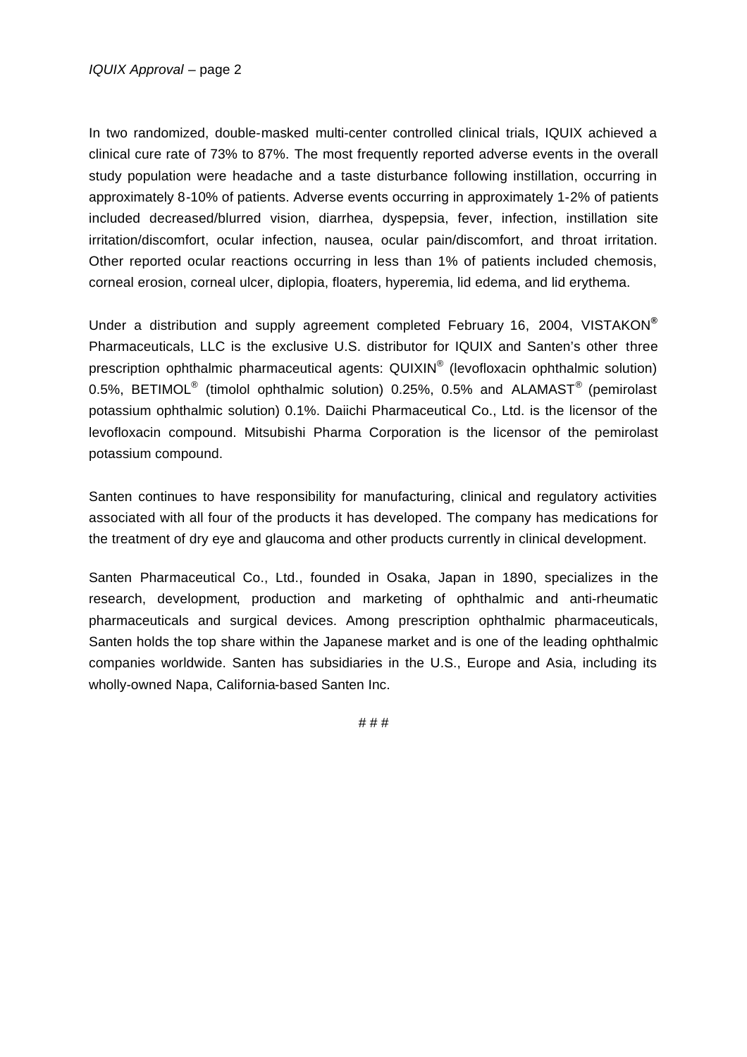In two randomized, double-masked multi-center controlled clinical trials, IQUIX achieved a clinical cure rate of 73% to 87%. The most frequently reported adverse events in the overall study population were headache and a taste disturbance following instillation, occurring in approximately 8-10% of patients. Adverse events occurring in approximately 1-2% of patients included decreased/blurred vision, diarrhea, dyspepsia, fever, infection, instillation site irritation/discomfort, ocular infection, nausea, ocular pain/discomfort, and throat irritation. Other reported ocular reactions occurring in less than 1% of patients included chemosis, corneal erosion, corneal ulcer, diplopia, floaters, hyperemia, lid edema, and lid erythema.

Under a distribution and supply agreement completed February 16, 2004, VISTAKON® Pharmaceuticals, LLC is the exclusive U.S. distributor for IQUIX and Santen's other three prescription ophthalmic pharmaceutical agents: QUIXIN® (levofloxacin ophthalmic solution) 0.5%, BETIMOL® (timolol ophthalmic solution) 0.25%, 0.5% and ALAMAST® (pemirolast potassium ophthalmic solution) 0.1%. Daiichi Pharmaceutical Co., Ltd. is the licensor of the levofloxacin compound. Mitsubishi Pharma Corporation is the licensor of the pemirolast potassium compound.

Santen continues to have responsibility for manufacturing, clinical and regulatory activities associated with all four of the products it has developed. The company has medications for the treatment of dry eye and glaucoma and other products currently in clinical development.

Santen Pharmaceutical Co., Ltd., founded in Osaka, Japan in 1890, specializes in the research, development, production and marketing of ophthalmic and anti-rheumatic pharmaceuticals and surgical devices. Among prescription ophthalmic pharmaceuticals, Santen holds the top share within the Japanese market and is one of the leading ophthalmic companies worldwide. Santen has subsidiaries in the U.S., Europe and Asia, including its wholly-owned Napa, California-based Santen Inc.

# # #